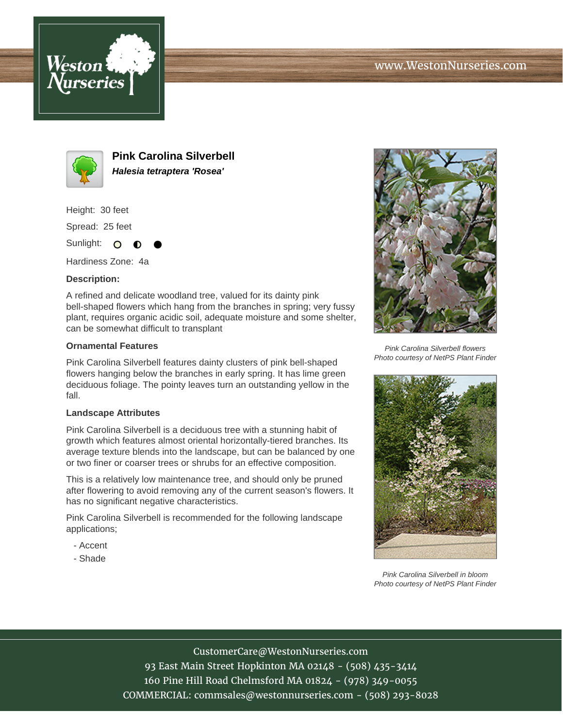# Pink Carolina Silverbell

***Halesia tetraptera 'Rosea'***

Height: 30 feet

Spread: 25 feet

Sunlight: ○ ◐ ●

Hardiness Zone: 4a

**Description:**

A refined and delicate woodland tree, valued for its dainty pink bell-shaped flowers which hang from the branches in spring; very fussy plant, requires organic acidic soil, adequate moisture and some shelter, can be somewhat difficult to transplant

### Ornamental Features

Pink Carolina Silverbell features dainty clusters of pink bell-shaped flowers hanging below the branches in early spring. It has lime green deciduous foliage. The pointy leaves turn an outstanding yellow in the fall.

### Landscape Attributes

Pink Carolina Silverbell is a deciduous tree with a stunning habit of growth which features almost oriental horizontally-tiered branches. Its average texture blends into the landscape, but can be balanced by one or two finer or coarser trees or shrubs for an effective composition.

This is a relatively low maintenance tree, and should only be pruned after flowering to avoid removing any of the current season's flowers. It has no significant negative characteristics.

Pink Carolina Silverbell is recommended for the following landscape applications;

- Accent
- Shade

*Pink Carolina Silverbell flowers*
*Photo courtesy of NetPS Plant Finder*

*Pink Carolina Silverbell in bloom*
*Photo courtesy of NetPS Plant Finder*

CustomerCare@WestonNurseries.com
93 East Main Street Hopkinton MA 02148 - (508) 435-3414
160 Pine Hill Road Chelmsford MA 01824 - (978) 349-0055
COMMERCIAL: commsales@westonnurseries.com - (508) 293-8028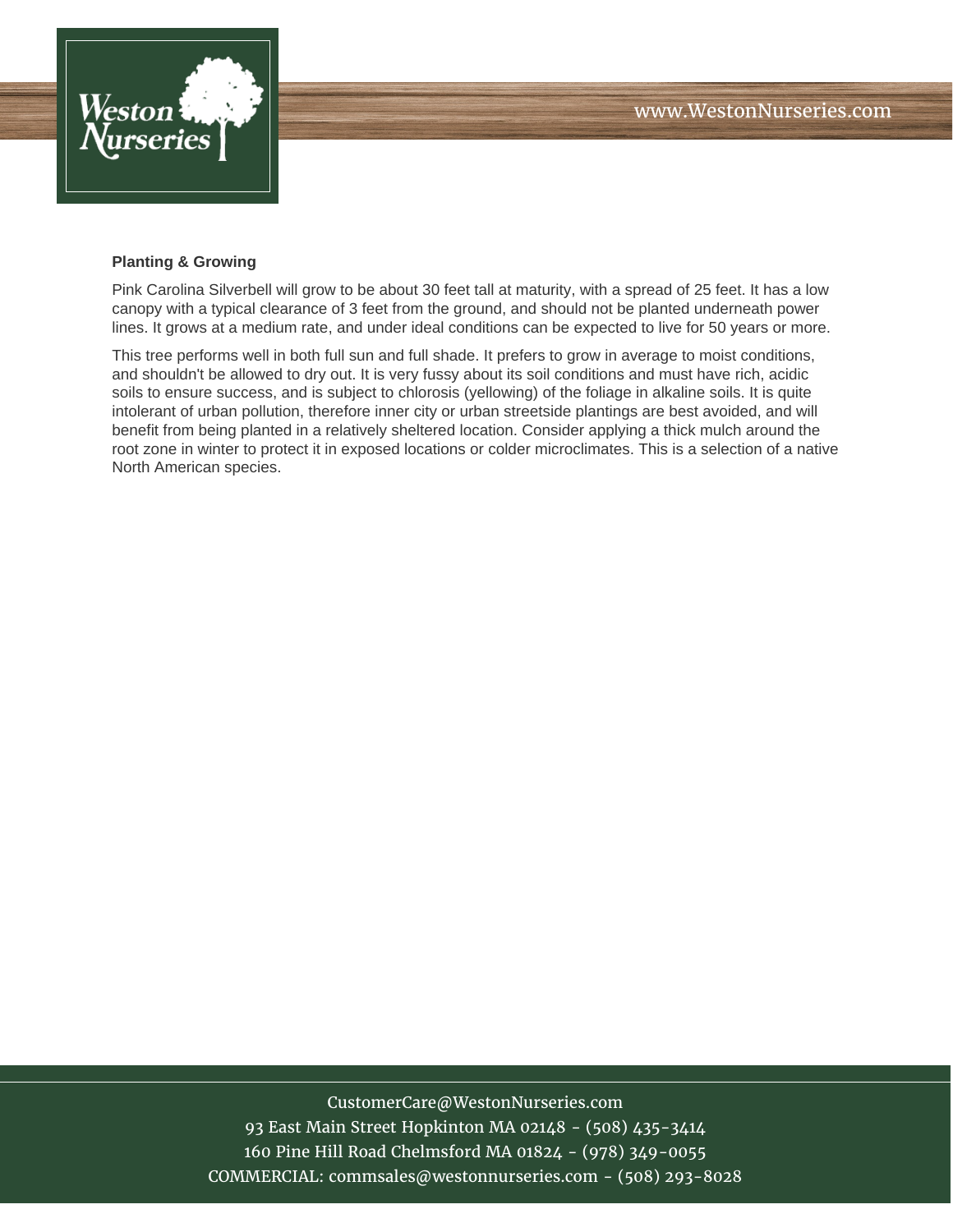**Planting & Growing**

Pink Carolina Silverbell will grow to be about 30 feet tall at maturity, with a spread of 25 feet. It has a low canopy with a typical clearance of 3 feet from the ground, and should not be planted underneath power lines. It grows at a medium rate, and under ideal conditions can be expected to live for 50 years or more.

This tree performs well in both full sun and full shade. It prefers to grow in average to moist conditions, and shouldn't be allowed to dry out. It is very fussy about its soil conditions and must have rich, acidic soils to ensure success, and is subject to chlorosis (yellowing) of the foliage in alkaline soils. It is quite intolerant of urban pollution, therefore inner city or urban streetside plantings are best avoided, and will benefit from being planted in a relatively sheltered location. Consider applying a thick mulch around the root zone in winter to protect it in exposed locations or colder microclimates. This is a selection of a native North American species.